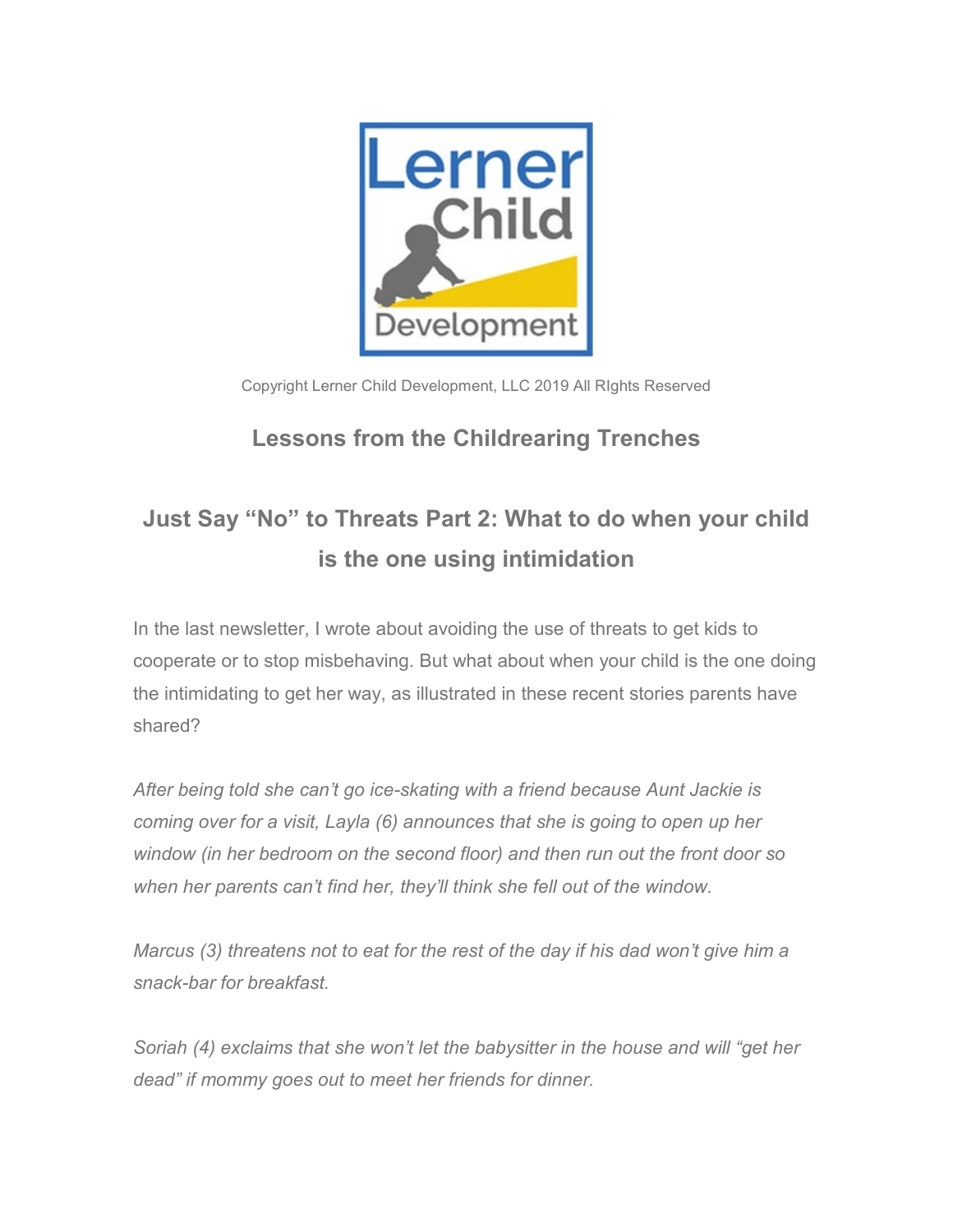Copyright Lerner Child Development, LLC 2019 All RIghts Reserved

## Lessons from the Childrearing Trenches

# Just Say "No" to Threats Part 2: What to do when your child is the one using intimidation

In the last newsletter, I wrote about avoiding the use of threats to get kids to cooperate or to stop misbehaving. But what about when your child is the one doing the intimidating to get her way, as illustrated in these recent stories parents have shared?

*After being told she can't go ice-skating with a friend because Aunt Jackie is coming over for a visit, Layla (6) announces that she is going to open up her window (in her bedroom on the second floor) and then run out the front door so when her parents can't find her, they'll think she fell out of the window.*

*Marcus (3) threatens not to eat for the rest of the day if his dad won't give him a snack-bar for breakfast.*

*Soriah (4) exclaims that she won't let the babysitter in the house and will "get her dead" if mommy goes out to meet her friends for dinner.*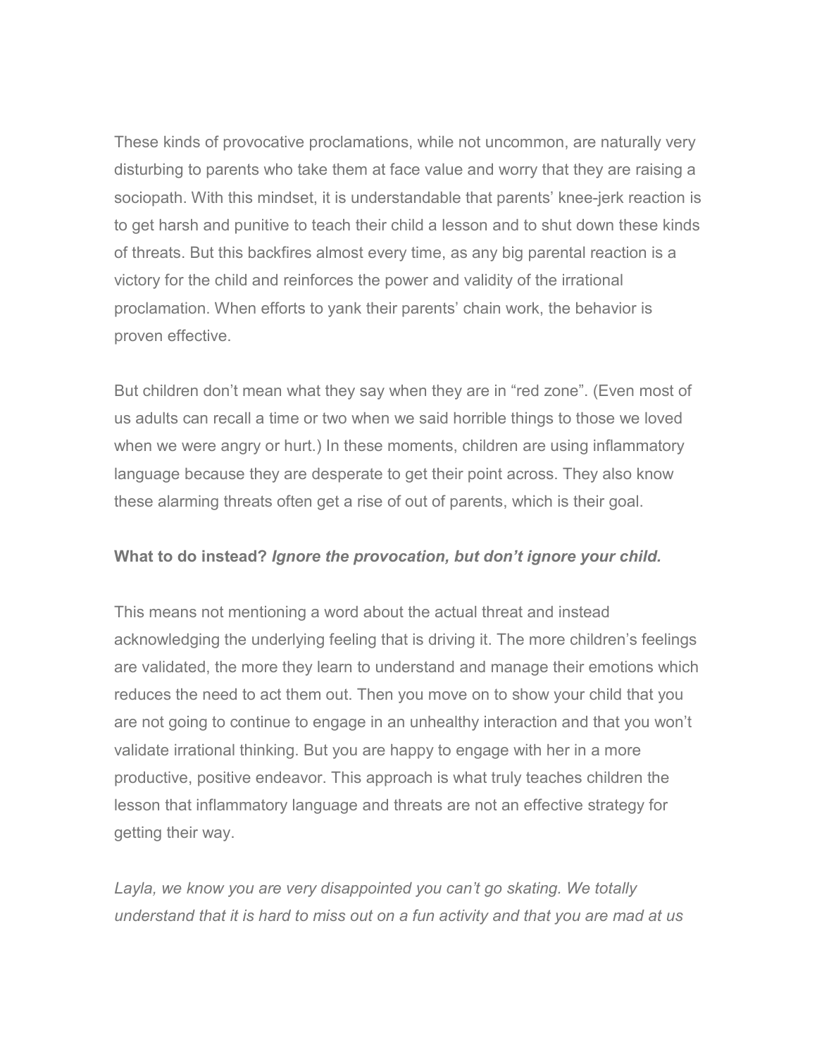These kinds of provocative proclamations, while not uncommon, are naturally very disturbing to parents who take them at face value and worry that they are raising a sociopath. With this mindset, it is understandable that parents' knee-jerk reaction is to get harsh and punitive to teach their child a lesson and to shut down these kinds of threats. But this backfires almost every time, as any big parental reaction is a victory for the child and reinforces the power and validity of the irrational proclamation. When efforts to yank their parents' chain work, the behavior is proven effective.

But children don't mean what they say when they are in "red zone". (Even most of us adults can recall a time or two when we said horrible things to those we loved when we were angry or hurt.) In these moments, children are using inflammatory language because they are desperate to get their point across. They also know these alarming threats often get a rise of out of parents, which is their goal.

**What to do instead?** ***Ignore the provocation, but don't ignore your child.***

This means not mentioning a word about the actual threat and instead acknowledging the underlying feeling that is driving it. The more children's feelings are validated, the more they learn to understand and manage their emotions which reduces the need to act them out. Then you move on to show your child that you are not going to continue to engage in an unhealthy interaction and that you won't validate irrational thinking. But you are happy to engage with her in a more productive, positive endeavor. This approach is what truly teaches children the lesson that inflammatory language and threats are not an effective strategy for getting their way.

*Layla, we know you are very disappointed you can't go skating. We totally understand that it is hard to miss out on a fun activity and that you are mad at us*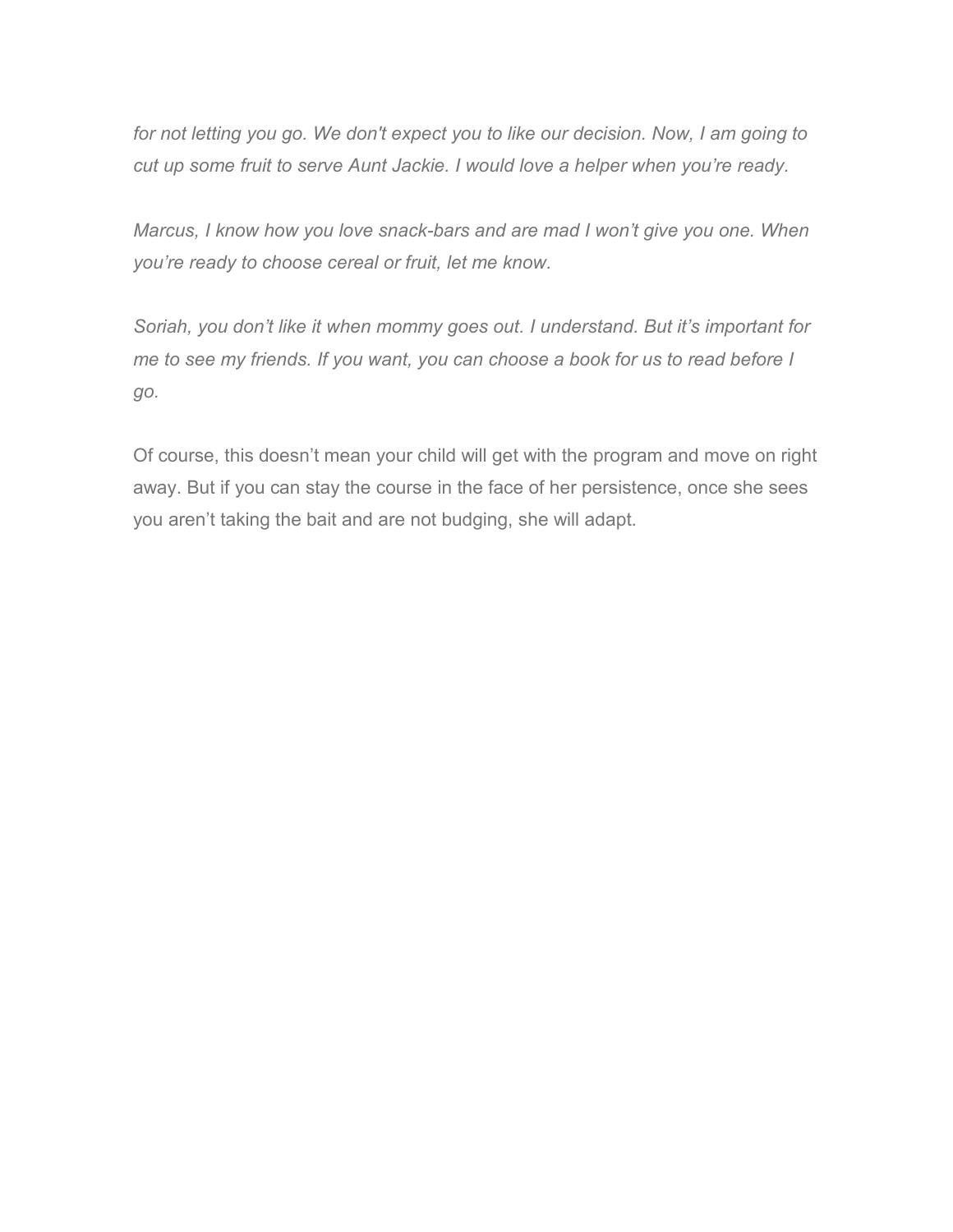*for not letting you go. We don't expect you to like our decision. Now, I am going to cut up some fruit to serve Aunt Jackie. I would love a helper when you're ready.*

*Marcus, I know how you love snack-bars and are mad I won't give you one. When you're ready to choose cereal or fruit, let me know.*

*Soriah, you don't like it when mommy goes out. I understand. But it's important for me to see my friends. If you want, you can choose a book for us to read before I go.*

Of course, this doesn't mean your child will get with the program and move on right away. But if you can stay the course in the face of her persistence, once she sees you aren't taking the bait and are not budging, she will adapt.